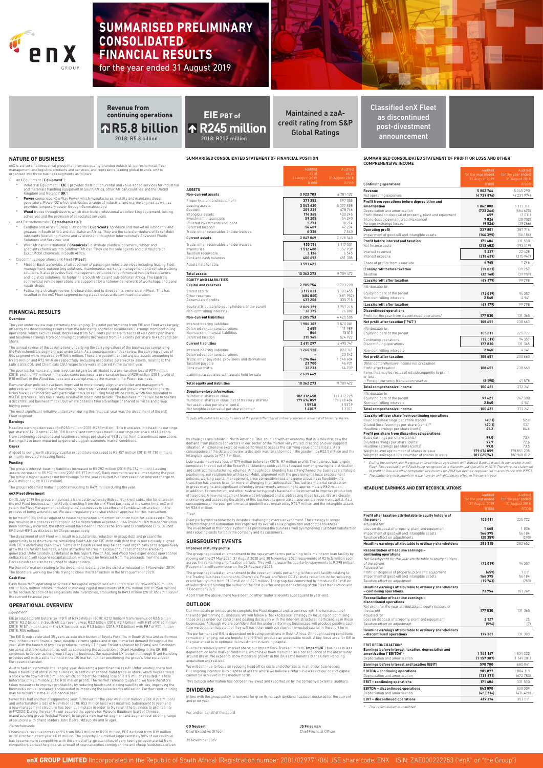# SUMMARISED PRELIMINARY CONSOLIDATED FINANCIAL RESULTS

for the year ended 31 August 2019

**Revenue from continuing operations**
**R5.8 billion**
2018: R5.3 billion

**EIE PBT of**
**R245 million**
2018: R212 million

**Maintained a zaA- credit rating from S&P Global Ratings**

**Classified enX Fleet as discontinued post-divestment announcement**

## NATURE OF BUSINESS

enX is a diversified industrial group that provides quality branded industrial, petrochemical, fleet management and logistics products and services, and represents leading global brands. enX is organised into three business segments as follows:

- enX Equipment ("**Equipment**"):
  - Industrial Equipment ("**EIE**") provides distribution, rental and value added services for industrial and materials handling equipment in South Africa, other African countries and the United Kingdom and Ireland ("**UK**");
  - **Power** comprises New Way Power which manufactures, installs and maintains diesel generators, Power 02 which distributes a range of industrial and marine engines as well as provides temporary power through Genmatics; and
  - **Wood** trades through Austro, which distribute professional woodworking equipment, tooling, adhesives and the provision of associated services.
- enX Petrochemicals ("**Petrochemicals**"):
  - Centlube and African Group Lubricants ("**Lubricants**") produce and market oil lubricants and greases in South Africa and sub-Saharan Africa. They are the sole distributors of ExxonMobil lubricants (excluding marine and aviation) and Houghton International's Advanced Fluids Solutions and Services; and
  - West African International ("**Chemicals**") distribute plastics, polymers, rubber and speciality chemicals into Southern African. They are the sole agents and distributors of ExxonMobil chemicals in South Africa.
- Discontinued operations enX Fleet ("**Fleet**"):
  - Fleet or Eqstra provides a full spectrum of passenger vehicle services including leasing, fleet management, outsourcing solutions, maintenance, warranty management and vehicle tracking solutions. It also provides fleet management solutions for commercial vehicle fleet owners and logistics solutions. Its footprint is South Africa and sub-Saharan Africa. The Eqstra's commercial vehicle operations are supported by a nationwide network of workshops and panel repair shops.
  - Following a strategic review, the board decided to divest of its ownership in Fleet. This has resulted in the enX Fleet segment being classified as a discontinued operation.

## FINANCIAL RESULTS

### Overview

The year under review was extremely challenging. The solid performance from EIE and Fleet was largely offset by the disappointing results from the lubricants and Wood businesses. Earnings from continuing operations, which exclude Fleet, decreased from 52.8 cents per share to a loss of 40.1 cents per share and headline earnings from continuing operations decreased from 84.6 cents per share to 41.2 cents per share.

The annual review of the assumptions underlying the carrying values of the businesses comprising the Petrochemicals segment was undertaken. As a consequence of this review, the carrying values of this segment were impaired by R166.4 million. Therefore goodwill and intangible assets amounting to R93.5 million and R72.9 million respectively, including associated deferred tax assets, relate to the Lubricants CGU and Chemicals CGU respectively were impaired in the current year.

The poor performance at group level can largely be attributed to a pre-taxation loss of R79 million (2018: profit of R7 million) in the Lubricants business, a pre-taxation loss of R20 million (2018: profit of R10 million) in the Wood business and a sub-optimal performance in the Power business.

Remuneration policies have been improved to more closely align shareholder and management interests with the objective of maximising return on invested capital and growth over the long term. Roles have been modified with particular focus on reducing head office costs, which has relocated to the EIE premises. This has already resulted in direct cost benefit. The business model will be to operate a decentralised business model, but where possible take advantage of shared services and group buying power.

The most significant initiative undertaken during this financial year was the divestment of the enX Fleet segment.

### Earnings

Headline earnings decreased to R253 million (2018: R283 million). This translates into headline earnings per share of 141.0 cents (2018: 158.0 cents) and comprises headline earnings per share of 41.2 cents from continuing operations and headline earnings per share of 99.8 cents from discontinued operations. Earnings have been impacted by general sluggish economic market conditions.

### Capex

Aligned to our growth strategy, capital expenditure increased to R2 157 million (2018: R1 781 million), primarily invested in leasing fleets.

### Funding

The group's interest-bearing liabilities increased to R5 282 million (2018: R4 782 million). Leasing assets increased to R5 937 million (2018: R5 377 million). Bank covenants were all met during the year. The group's higher average net borrowings for the year resulted in an increased net interest charge to R406 million (2018: R377 million).

The group redeemed maturing debt amounting to R476 million during the year.

### enX Fleet divestment

On 15 July 2019 the group announced a transaction whereby Bidvest Bank will subscribe for shares in the enX Fleet business with enX fully divesting from the enX Fleet business at the same time. enX will retain the Fleet Management and Logistics' businesses in Lesotho and Zambia which are both in the process of being wound down. We await regulatory and shareholder approval for this transaction.

In terms of IFRS, enX is required to cease depreciation and amortisation on held-for-sale assets. This has resulted in a post-tax reduction in enX's depreciation expense of R44.7million. Had this depreciation been normally incurred, the effect would have been to reduce the Total and Discontinued EPS, Diluted EPS and HEPS as disclosed by 25cps respectively.

The divestment of enX Fleet will result in a substantial reduction in group debt and present the opportunity to restructure the remaining South African EIE debt with debt that is more closely aligned with EIE's underlying cash flows. Some of the cash raised may be deployed organically or to acquisitively grow the UK forklift business, where attractive returns in excess of our cost of capital are being generated. Unfortunately, as detailed in this report, Power, AGL and Wood have experienced operational setbacks and will require recapitalisation, which will be financed from the proceeds from the sale. Excess cash can also be returned to shareholders.

Further information relating to the divestment is detailed in the circular released on 1 November 2019. The board are working towards trying to close this transaction in the first quarter of 2020.

### Cash flow

Cash flows from operating activities after capital expenditure amounted to an outflow of R421 million (2018: R226 million inflow). Included in working capital movements of R 296 million (2018: R560 million) is the reclassification of leasing assets into inventories, amounting to R493 million (2018: R512 million) in the current financial year.

## OPERATIONAL OVERVIEW

*Equipment*

EIE produced profit before tax (PBT) of R245 million (2018: R212 million) from revenue of R3.5 billion (2018: R3.2 billion). In South Africa, revenue was R2.2 billion (2018: R2.4 billion) with PBT of R175 million (2018: R157 million), and in the UK turnover was R1.3 billion (2018: R1.0 billion) with PBT of R70 million (2018: R55 million).

The EIE Group celebrated 35 years as sole distribution of Toyota Forklifts in South Africa and performed well in the current financial year, despite extreme spikes and drops in market demand throughout the year. With the launch of two new products, namely CT Power Forklifts (owned by Toyota) and Sinoboom (an aerial platform solution), as well as completing the acquisition of Grant Handling in the UK, EIE continues to deliver as the group's flagship business. Our expanded UK footprint through Grant Handling provides enX with a solid foothold in the UK market, further positioning the group's future plans for European expansion.

Austro had an extremely challenging year, delivering a poor financial result. Unfortunately, there had been a build-up of stock in the business, in particular second-hand trade-in stock, which necessitated a stock write down of R8.5 million, which, on top of the trading loss of R11.5 million resulted in a loss before tax of R20 million (2018: R10 million profit). The market remains tough and we have therefore taken measures to improve profitability by reducing headcount, closing satellite offices, improving the business's virtual presence and invested in improving the sales team's utilisation. Further restructuring may be required in the 2020 financial year.

Power has had another disappointing year. Turnover for the year was R339 million (2018: R288 million) and unfortunately a loss of R3 million (2018: R53 million loss) was incurred. Subsequent to year-end a new management structure has been put in place in order to try return the business to profitability in FY2020. During the year, Power secured the agency for Moteurs Baudouin (part of Chinese manufacturing group, Weichai Power), to target a new market segment and augment our existing range of solutions with brand leaders John Deere, Mitsubishi and Grupel.

*Petrochemicals*

Chemicals's revenue increased 5% from R863 million to R910 million, PBT declined from R39 million in 2018 to the current year's R19 million. The polyethylene market (approximately 50% of our revenue) has become more competitive with the arrival of large quantities of very keenly priced material from competitors across the globe, as a result of new capacities coming on line and cheap feedstocks driven by shale gas availability in North America. This, coupled with an economy that is lacklustre, saw the demand from plastics convertors in our sector of the market very muted, creating an over-supplied situation. An extensive exercise was performed to assess the carrying value of Chemicals. As a consequence of the detailed review, a decision was taken to impair the goodwill by R52.5 million and the intangible assets by R14.7 million.

Lubricants incurred a loss of R79 million before tax (2018: R7 million profit). The business has largely completed the roll out of the ExxonMobil blending contract. It is focused now on growing its distribution and contract manufacturing volumes. Although local blending has strengthened the business's strategic positioning, our relationship with ExxonMobil, alignment with the government's local procurement policies, working capital management, price competitiveness and general business flexibility, the transition has proven to be far more challenging than anticipated. This led to a material contraction in gross margins and significant inventory impairments amounting to approximately R60 million. In addition, retrenchment and other restructuring costs have had to be incurred to improve production efficiencies. A new management team was introduced and is addressing these issues. We are closely monitoring and assessing the ability of this business to generate an appropriate return on capital. As a consequence of the poor performance goodwill was impaired by R42.7 million and the intangible assets by R36.6 million.

*Fleet*

Fleet performed satisfactorily despite a challenging macro environment. The strategy to invest in technology and automation has improved its overall value proposition and competitiveness. The investment in their core system has positioned the business well by improving customer satisfaction and reducing costs for both the company and its customers.

## SUBSEQUENT EVENTS

### Improved maturity profile

The group negotiated an amendment to the repayment terms pertaining to its main term loan facility by moving out the 29 May 2020, 31 August 2020 and 30 November 2020 repayments of R216,5 million each, across the remaining amortisation periods. This will increase the quarterly repayments to R 298 million. Repayments will commence on the 26 February 2021.

The group negotiated an amendment to the covenant levels pertaining to the credit facility relating to the Trading Business (Lubricants, Chemicals, Power and Wood CGU's) and a reduction in the revolving credit facility limit from R100 million to R75 million. The group has committed to introduce R80 million of subordinated funding the earlier of the first quarter end post the closing of the Fleet transaction and 1 December 2020.

Apart from the above, there have been no other material events subsequent to year-end.

## OUTLOOK

Our immediate priorities are to complete the Fleet disposal and to continue with the turnaround of the underperforming businesses. We will follow a "back to basics" strategy by focusing on optimising those areas under our control and dealing decisively with the inherent structural inefficiencies in these businesses. Although we are confident that the underperforming businesses will produce positive cash flow we do not anticipate that they will earn the required return on invested capital in the short term.

The performance of EIE is dependent on trading conditions in South Africa. Although trading conditions remain challenging, we are hopeful that EIE will produce an acceptable result. A key focus area for EIE in the year ahead is to optimise its investment in working capital.

Due to its relatively small market share, our Impact Fork Trucks Limited ("**Impact UK**") business is less dependent on local market conditions, which have been disrupted as a consequence of the uncertainty around Brexit. We expect to show moderate growth in the UK as the benefits of the Grant Handling acquisition are realised.

We will continue to focus on reducing head office costs and other costs in all of our businesses. Our ongoing intention is to dispose of assets where we believe a return in excess of our cost of capital cannot be achieved in the medium term.

This outlook information has not been reviewed and reported on by the company's external auditors.

## DIVIDENDS

In line with the group policy to reinvest for growth, no cash dividend has been declared for the current and prior year.

For and on behalf of the board

**GD Neubert**
Chief Executive Officer

**JS Friedman**
Chief Financial Officer

25 November 2019

## SUMMARISED CONSOLIDATED STATEMENT OF FINANCIAL POSITION

| | Audited as at 31 August 2019 R'000 | Audited as at 31 August 2018 R'000 |
|---|---|---|
| **ASSETS** | | |
| **Non-current assets** | **3 923 783** | **6 781 132** |
| Property, plant and equipment | 371 352 | 397 055 |
| Leasing assets | 3 043 620 | 5 377 858 |
| Goodwill | 209 221 | 478 746 |
| Intangible assets | 174 365 | 400 245 |
| Investment in associate | 59 205 | 54 240 |
| Unlisted investments and loans | 5 273 | 18 214 |
| Deferred taxation | 54 409 | 47 234 |
| Trade, other receivables and derivatives | 6 338 | 7 540 |
| **Current assets** | **2 847 069** | **2 928 340** |
| Trade, other receivables and derivatives | 930 761 | 1 117 551 |
| Inventories | 1 512 480 | 1 352 939 |
| Taxation receivable | 3 136 | 6 545 |
| Bank and cash balances | 400 692 | 451 305 |
| Assets held for sale | 3 591 421 | – |
| **Total assets** | **10 362 273** | **9 709 472** |
| **EQUITY AND LIABILITIES** | | |
| **Capital and reserves** | **2 905 754** | **2 793 220** |
| Stated capital | 3 117 031 | 3 103 455 |
| Other reserves | (684 860) | (681 952) |
| Accumulated profits | 437 208 | 335 715 |
| Equity attributable to equity holders of the parent | 2 869 379 | 2 757 218 |
| Non-controlling interests | 36 375 | 36 002 |
| **Non-current liabilities** | **2 205 753** | **4 420 505** |
| Interest-bearing liabilities | 1 986 307 | 3 870 081 |
| Deferred vendor considerations | 2 655 | 11 989 |
| Non-current financial liabilities | 846 | 13 513 |
| Deferred taxation | 215 945 | 524 922 |
| **Current liabilities** | **2 611 297** | **2 495 747** |
| Interest-bearing liabilities | 1 260 520 | 832 161 |
| Deferred vendor considerations | – | 23 342 |
| Trade, other payables, provisions and derivatives | 1 294 844 | 1 548 604 |
| Taxation payable | 23 700 | 46 931 |
| Bank overdrafts | 32 233 | 44 709 |
| Liabilities associated with assets held for sale | 2 639 469 | – |
| **Total equity and liabilities** | **10 362 273** | **9 709 472** |
| ***Supplementary information:*** | | |
| Number of shares in issue | 182 312 650 | 181 317 725 |
| Number of shares in issue (net of treasury shares) | 179 676 859 | 179 288 484 |
| Net asset value per share (cents) | 1 597.0 | 1 537.9 |
| Net tangible asset value per share (cents)* | 1 410.7 | 1 110.1 |

*Equity attributable to equity holders of the parent/Number of ordinary shares in issue net of treasury shares.*

## SUMMARISED CONSOLIDATED STATEMENT OF PROFIT OR LOSS AND OTHER COMPREHENSIVE INCOME

| | Audited for the year ended 31 August 2019 R'000 | Audited for the year ended 31 August 2018 R'000 |
|---|---|---|
| **Continuing operations** | | |
| **Revenue** | **5 802 764** | 5 345 290 |
| Net operating expenses | **(4 739 876)** | (4 231 974) |
| **Profit from operations before depreciation and amortisation** | **1 062 888** | 1 113 316 |
| Depreciation and amortisation | **(723 246)** | (664 623) |
| Profit/(loss) on disposal of property, plant and equipment | **659** | (1 011) |
| Share-based payment credit/(expense) | **7 026** | (20 702) |
| Foreign exchange losses | **(9 526)** | (39 266) |
| **Operating profit** | **337 801** | 387 714 |
| Impairment of goodwill and intangible assets | **(166 395)** | (56 184) |
| **Profit before interest and taxation** | **171 406** | 331 530 |
| Net finance costs | **(213 402)** | (193 519) |
| Interest received | **5 237** | 22 428 |
| Interest expense | **(218 639)** | (215 947) |
| Share of profits from associate | **4 965** | 1 246 |
| **(Loss)/profit before taxation** | **(37 031)** | 139 257 |
| Taxation | **(32 148)** | (39 959) |
| **(Loss)/profit after taxation** | **(69 179)** | 99 298 |
| *Attributable to:* | | |
| Equity holders of the parent | **(72 019)** | 94 357 |
| Non-controlling interests | **2 840** | 4 941 |
| **(Loss)/profit after taxation** | **(69 179)** | 99 298 |
| **Discontinued operations** | | |
| Profit for the year from discontinued operations* | **177 830** | 131 365 |
| **Net profit after taxation ("PAT")** | **108 651** | 230 663 |
| *Attributable to:* | | |
| Equity holders of the parent | **105 811** | 225 722 |
| Continuing operations | **(72 019)** | 94 357 |
| Discontinuing operations | **177 830** | 131 365 |
| Non-controlling interests | **2 840** | 4 941 |
| **Net profit after taxation** | **108 651** | 230 663 |
| *Other comprehensive income net of taxation:* | | |
| Profit after taxation | **108 651** | 230 663 |
| Items that may be reclassified subsequently to profit or loss: | | |
| – Foreign currency translation reserve | **(8 190)** | 41 578 |
| **Total comprehensive income** | **100 461** | 272 241 |
| *Attributable to:* | | |
| Equity holders of the parent | **97 621** | 267 300 |
| Non-controlling interests | **2 840** | 4 941 |
| **Total comprehensive income** | **100 461** | 272 241 |
| **(Loss)/profit per share from continuing operations** | | |
| Basic (loss)/earnings per share (cents) | **(40.1)** | 52.8 |
| Diluted (loss)/earnings per share (cents)** | **(40.1)** | 52.1 |
| Headline earnings per share (cents) | **41.2** | 84.6 |
| **Profit per share from discontinued operations** | | |
| Basic earnings per share (cents) | **99.0** | 73.4 |
| Diluted earnings per share (cents) | **97.9** | 72.6 |
| Headline earnings per share (cents) | **99.8** | 73.5 |
| Weighted average number of shares in issue | **179 676 859** | 178 851 235 |
| Weighted average diluted number of shares in issue | **181 625 743** | 180 968 812 |

\* During the current year the group entered into an agreement with Bidvest Bank to divest its ownership in enX Fleet. This resulted in enX Fleet being recognised as a discontinued operation in 2019. Therefore the statement of profit or loss and other comprehensive income for 2018 has been re-represented in accordance with IFRS 5.

\*\* The dilutionary instruments in issue have an anti-dilutionary effect in the current year.

## HEADLINE EARNINGS AND EBIT RECONCILIATIONS

| | Audited for the year ended 31 August 2019 R'000 | Audited for the year ended 31 August 2018 R'000 |
|---|---|---|
| **Profit after taxation attributable to equity holders of the parent** | **105 811** | 225 722 |
| *Adjusted for:* | | |
| Loss on disposal of property, plant and equipment | **1 468** | 1 036 |
| Impairment of goodwill and intangible assets | **166 395** | 56 184 |
| Taxation effect on adjustments | **(20 359)** | (290) |
| **Headline earnings attributable to ordinary shareholders** | **253 315** | 282 652 |
| **Reconciliation of headline earnings – continuing operations** | | |
| *Net (loss)/profit for the year attributable to equity holders of the parent* | **(72 019)** | 94 357 |
| Adjusted for | | |
| Profit on disposal of property, plant and equipment | **(659)** | 1 011 |
| Impairment of goodwill and intangible assets | **166 395** | 56 184 |
| Taxation effect on adjustment | **(19 763)** | (283) |
| **Headline earnings attributable to ordinary shareholders – continuing operations** | **73 954** | 151 269 |
| **Reconciliation of headline earnings – discontinued operations** | | |
| Net profit for the year attributable to equity holders of the parent | **177 830** | 131 365 |
| Adjusted for | | |
| Loss on disposal of property, plant and equipment | **2 127** | 25 |
| Taxation effect on adjustment | **(596)** | (7) |
| **Headline earnings attributable to ordinary shareholders – discontinued operations** | **179 361** | 131 383 |
| **EBIT RECONCILIATION*** | | |
| **Earnings before interest, taxation, depreciation and amortisation ("EBITDA")** | **1 748 167** | 1 834 322 |
| Depreciation and amortisation | **(1 157 387)** | (1 149 281) |
| **Earnings before interest and taxation (EBIT)** | **590 780** | 685 041 |
| **EBITDA – continuing operations** | **905 077** | 1 004 313 |
| Depreciation and amortisation | **(733 671)** | (672 783) |
| **EBIT – continuing operations** | **171 406** | 331 530 |
| **EBITDA – discontinued operations** | **843 090** | 830 009 |
| Depreciation and amortisation | **(423 716)** | (476 498) |
| **EBIT – discontinued operations** | **419 374** | 353 511 |

\* This reconciliation is unaudited

**enX GROUP LIMITED** (Incorporated in the Republic of South Africa) (Registration number 2001/029771/06) JSE share code: ENX ISIN: ZAE000222253 ("enX" or "the Group")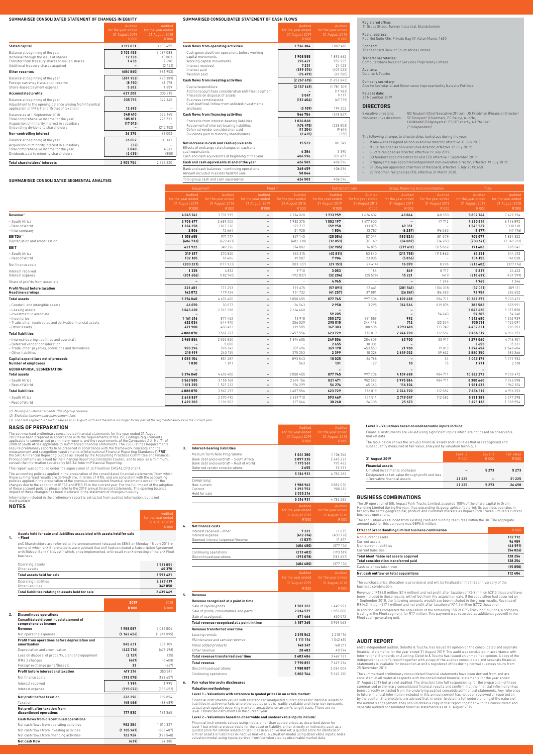## SUMMARISED CONSOLIDATED STATEMENT OF CHANGES IN EQUITY

| | Audited for the year ended 31 August 2019 R'000 | Audited for the year ended 31 August 2018 R'000 |
|---|---|---|
| **Stated capital** | **3 117 031** | 3 103 455 |
| Balance at beginning of the year | **3 103 455** | 3 087 083 |
| Increase through the issue of shares | **12 138** | 10 803 |
| Transfer from treasury shares to issued shares | **1 438** | 7 690 |
| Additional treasury shares acquired | **–** | (2 121) |
| **Other reserves** | **(684 860)** | (681 952) |
| Balance at beginning of the year | **(681 952)** | (725 389) |
| Foreign currency translation reserve | **(8 190)** | 41 578 |
| Share-based payment expense | **5 282** | 1 859 |
| **Accumulated profits** | **437 208** | 335 715 |
| Balance at beginning of the year | **335 715** | 322 145 |
| Adjustment to the opening balance arising from the initial application of IFRS 9 and 15 (net of taxation) | **12 695** | – |
| Balance as at 1 September 2018 | **348 410** | 322 145 |
| Total comprehensive income for the year | **105 811** | 225 722 |
| Acquisition of minority interest in subsidiary | **(17 013)** | – |
| Unbundling dividend to shareholders | **–** | (212 152) |
| **Non-controlling interest** | **36 375** | 36 002 |
| Balance at beginning of the year | **36 002** | 31 411 |
| Acquisition of minority interest in subsidiary | **(32)** | – |
| Total comprehensive income for the year | **2 840** | 4 941 |
| Dividends paid to minority shareholders | **(2 435)** | (350) |
| **Total shareholders' interests** | **2 905 754** | 2 793 220 |

## SUMMARISED CONSOLIDATED STATEMENT OF CASH FLOWS

| | Audited for the year ended 31 August 2019 R'000 | Audited for the year ended 31 August 2018 R'000 |
|---|---|---|
| **Cash flows from operating activities** | **1 736 384** | 2 007 418 |
| Cash generated from operations before working capital movements | **1 908 585** | 1 893 662 |
| Working capital movements | **296 421** | 559 935 |
| Interest received | **7 231** | 24 423 |
| Interest paid | **(399 374)** | (401 022) |
| Taxation paid | **(76 479)** | (69 580) |
| **Cash flows from investing activities** | **(2 267 615)** | (1 656 842) |
| Capital expenditure | **(2 157 149)** | (1 781 109) |
| Additional purchase consideration enX Fleet segment | **–** | (11 983) |
| Proceeds on disposal of assets | **5 047** | 9 177 |
| Business combinations | **(112 404)** | (67 179) |
| Cash (outflow)/inflow from unlisted investments and loans | **(3 109)** | 194 252 |
| **Cash flows from financing activities** | **546 754** | (248 827) |
| Proceeds from interest-bearing liabilities | **1 036 868** | – |
| Repayment of interest-bearing liabilities | **(476 475)** | (238 803) |
| Deferred vendor consideration paid | **(11 204)** | (9 674) |
| Dividends paid to minority shareholders | **(2 435)** | (350) |
| **Net increase in cash and cash equivalents** | **15 523** | 101 749 |
| Effects of exchange rate changes on cash and cash equivalents | **4 384** | 3 390 |
| Cash and cash equivalents at beginning of the year | **406 596** | 301 457 |
| **Cash and cash equivalents at end of the year** | **426 503** | 406 596 |
| Bank and cash balances - continuing operations | **368 459** | 406 596 |
| Amount included in assets held for sale | **58 044** | – |
| Total group cash and cash equivalents | **426 503** | 406 596 |

Registered office:
11 Gross Street, Tunney Industrial, Elandsfontein

Postal address:
PostNet Suite X86, Private Bag X7, Aston Manor, 1630

Sponsor:
The Standard Bank of South Africa Limited

Transfer secretaries:
Computershare Investor Services Proprietary Limited

Auditors:
Deloitte & Touche

Company secretary:
Acorim Secretarial and Governance (represented by Natasha Petrides)

Release date:
25 November 2019

## DIRECTORS

Executive directors: GD Neubert (Chief Executive Officer), JS Friedman (Financial Director)
Non-executive directors: SF Booysen* (Chairman), PC Baloyi, A Joffe, LN Molefe*, B Ngonyama*, PS O'Flaherty, AJ Phillips*
(* Independent)

The following changes to directorships took place during the year:

- M Makwana resigned as non-executive director, effective 31 July 2019;
- N Lila resigned as non-executive director, effective 12 July 2019;
- S Joffe resigned as director, effective 19 July 2019;
- GD Neubert appointed director and CEO effective 1 September 2019;
- B Ngonyama was appointed independent non-executive director, effective 19 July 2019;
- SF Booysen appointed chairman of the board, effective 3 July 2019; and
- JS Friedman resigned as CFO, effective 31 March 2020.

## SUMMARISED CONSOLIDATED SEGMENTAL ANALYSIS

| | Equipment | | Fleet[(3)] | | Petrochemicals | | Group, financing and consolidation | | Total | |
|---|---|---|---|---|---|---|---|---|---|---|
| | Audited for the year ended 31 August 2019 R'000 | Audited for the year ended 31 August 2018 R'000 | Audited for the year ended 31 August 2019 R'000 | Audited for the year ended 31 August 2018 R'000 | Audited for the year ended 31 August 2019 R'000 | Audited for the year ended 31 August 2018 R'000 | Audited for the year ended 31 August 2019 R'000 | Audited for the year ended 31 August 2018 R'000 | Audited for the year ended 31 August 2019 R'000 | Audited for the year ended 31 August 2018 R'000 |
| **Revenue**[(1)] | **4 045 741** | 3 718 995 | **–** | 2 134 020 | **1 713 959** | 1 624 632 | **43 064** | (48 353) | **5 802 764** | 7 429 294 |
| – South Africa | **2 708 677** | 2 689 005 | **–** | 1 932 375 | **1 552 197** | 1 477 800 | **–** | 47 712 | **4 260 874** | 6 146 892 |
| – Rest of World | **1 334 258** | 1 017 326 | **–** | 179 717 | **159 958** | 133 075 | **49 351** | – | **1 543 567** | 1 330 118 |
| – Intercompany | **2 806** | 12 664 | **–** | 21 928 | **1 804** | 13 757 | **(6 287)** | (96 065) | **(1 677)** | (47 716) |
| **EBITDA**[(2)] | **1 108 655** | 971 717 | **–** | 857 140 | **(20 054)** | 87 044 | **(183 524)** | (81 579) | **905 077** | 1 834 322 |
| Depreciation and amortisation | **(686 733)** | (622 491) | **–** | (482 338) | **(12 851)** | (10 169) | **(34 087)** | (34 283) | **(733 671)** | (1 149 281) |
| **EBIT** | **421 922** | 349 226 | **–** | 374 802 | **(32 905)** | 76 875 | **(217 611)** | (115 862) | **171 406** | 685 041 |
| – South Africa | **319 817** | 270 820 | **–** | 335 215 | **(40 811)** | 53 840 | **(211 755)** | (115 862) | **67 251** | 544 013 |
| – Rest of World | **102 105** | 78 406 | **–** | 39 587 | **7 906** | 23 035 | **(5 856)** | – | **104 155** | 141 028 |
| Net finance costs | **(200 321)** | (177 933) | **–** | (183 127) | **(29 151)** | (24 414) | **16 070** | 8 298 | **(213 402)** | (377 176) |
| Interest received | **1 335** | 4 812 | **–** | 9 710 | **3 053** | 1 184 | **849** | 8 717 | **5 237** | 24 423 |
| Interest expense | **(201 656)** | (182 745) | **–** | (192 837) | **(32 204)** | (25 598) | **15 221** | (419) | **(218 639)** | (401 599) |
| Share of profits from associate | **–** | – | **–** | – | **4 965** | – | **–** | 1 246 | **4 965** | 1 246 |
| **Profit/(loss) before taxation** | **221 601** | 171 293 | **–** | 191 675 | **(57 091)** | 52 461 | **(201 541)** | (106 318) | **(37 031)** | 309 111 |
| **Headline earnings** | **142 072** | 179 424 | **–** | 151 732 | **(41 257)** | 37 881 | **(26 861)** | (86 385) | **73 954** | 282 652 |
| **Total assets** | **5 374 840** | 4 676 400 | **–** | 3 050 455 | **877 745** | 997 906 | **4 109 688** | 984 711 | **10 362 273** | 9 709 472 |
| – Goodwill and intangible assets | **66 070** | 30 077 | **–** | 26 543 | **2 950** | 3 295 | **314 566** | 819 076 | **383 586** | 878 991 |
| – Leasing assets | **3 043 620** | 2 763 398 | **–** | 2 614 460 | **–** | – | **–** | – | **3 043 620** | 5 377 858 |
| – Investment in associate | **–** | – | **–** | – | **59 205** | – | **–** | 54 240 | **59 205** | 54 240 |
| – Inventories | **1 161 216** | 877 462 | **–** | 13 918 | **350 272** | 461 559 | **992** | – | **1 512 480** | 1 352 939 |
| – Trade, other receivables and derivative financial assets | **632 034** | 544 970 | **–** | 256 029 | **298 015** | 344 446 | **712** | (20 354) | **930 761** | 1 125 091 |
| – Other assets | **471 900** | 460 493 | **–** | 139 505 | **167 303** | 188 606 | **3 793 418** | 131 749 | **4 432 621** | 920 353 |
| **Total liabilities** | **4 088 070** | 3 567 297 | **–** | 2 457 554 | **623 729** | 778 819 | **2 744 720** | 112 582 | **7 456 519** | 6 916 252 |
| – Interest-bearing liabilities and overdraft | **2 965 854** | 2 553 820 | **–** | 1 874 605 | **249 506** | 284 609 | **63 700** | 33 917 | **3 279 060** | 4 746 951 |
| – Deferred vendor consideration | **–** | 5 000 | **–** | – | **2 655** | 30 331 | **–** | – | **2 655** | 35 331 |
| – Trade, other payables, provisions and derivatives | **903 296** | 768 342 | **–** | 307 696 | **369 170** | 453 553 | **21 988** | 19 013 | **1 294 454** | 1 548 604 |
| – Other liabilities | **218 919** | 240 135 | **–** | 275 253 | **2 399** | 10 326 | **2 659 032** | 59 652 | **2 880 350** | 585 366 |
| **Capital expenditure net of proceeds** | **1 035 154** | 851 287 | **–** | 893 843 | **10 025** | 26 768 | **–** | 34 | **1 045 179** | 1 771 932 |
| **Number of employees** | **1 830** | 1 811 | **–** | 563 | **131** | 129 | **10** | 15 | **1 971** | 2 518 |
| **GEOGRAPHICAL SEGMENTATION** | | | | | | | | | | |
| **Total assets** | **5 374 840** | 4 676 400 | **–** | 3 050 455 | **877 745** | 997 906 | **4 109 688** | 984 711 | **10 362 273** | 9 709 472 |
| – South Africa | **3 563 585** | 3 155 168 | **–** | 2 674 156 | **821 471** | 952 563 | **3 995 584** | 984 711 | **8 380 640** | 7 766 598 |
| – Rest of World | **1 811 255** | 1 521 232 | **–** | 376 299 | **56 274** | 45 343 | **114 104** | – | **1 981 633** | 1 942 874 |
| **Total liabilities** | **4 088 070** | 3 567 297 | **–** | 2 457 554 | **623 729** | 778 819 | **2 744 720** | 112 582 | **7 456 519** | 6 916 252 |
| – South Africa | **2 648 867** | 2 370 495 | **–** | 2 339 710 | **593 469** | 754 511 | **2 719 047** | 112 582 | **5 961 383** | 5 577 298 |
| – Rest of World | **1 439 203** | 1 196 802 | **–** | 117 844 | **30 260** | 24 308 | **25 673** | – | **1 495 136** | 1 338 954 |

(1) No single customer exceeds 10% of group revenue.
(2) Excludes intercompany management fees.
(3) The Fleet segment is held for sale as at 31 August 2019 and therefore no longer forms part of the segmental analysis in the current year.

## BASIS OF PREPARATION

The summarised preliminary consolidated financial statements for the year ended 31 August 2019 have been prepared in accordance with the requirements of the JSE Listings Requirements applicable to summarised preliminary reports and the requirements of the Companies Act, No. 71 of 2008 of South Africa applicable to summarised financial statements. The JSE Listings Requirements require preliminary reports to be prepared in accordance with the framework concepts and the measurement and recognition requirements of International Financial Reporting Standards ("**IFRS**"), the SAICA Financial Reporting Guides as issued by the Accounting Practices Committee and Financial Pronouncements as issued by the Financial Reporting Standards Council, and to also, as a minimum, contain the information required by IAS 34: Interim Financial Reporting.

This report was compiled under the supervision of JS Friedman CA(SA), CFO of enX.

The accounting policies applied in the preparation of the consolidated financial statements (from which these summarised results are derived) are, in terms of IFRS, and are consistent with the accounting policies applied in the preparation of the previous consolidated financial statements except for the changes due to the adoption of IRFS9 and IFRS 15 in the current year. For the full impact of the adoption of these account policies please refer to the 2019 annual financial statements. The opening balance impact of these changes has been disclosed in the statement of changes in equity.

Information included in the preliminary report is extracted from audited information, but is not itself audited.

## NOTES

**1. Assets held for sale and liabilities associated with assets held for sale – Fleet**

enX Shareholders are referred to the announcement released on SENS on Monday, 15 July 2019 in terms of which enX Shareholders were advised that enX had concluded a Subscription Agreement with Bidvest Bank ("Bidvest") which, once implemented, will result in enX divesting of the enX Fleet business.

| | Audited for the year ended 31 August 2019 R'000 |
|---|---|
| Operating assets | **3 531 051** |
| Other assets | **60 370** |
| **Total assets held for sale** | **3 591 421** |
| Operating liabilities | **2 297 419** |
| Other liabilities | **342 050** |
| **Total liabilities relating to assets held for sale** | **2 639 469** |

**2. Discontinued operations**

| | 2019 R'000 | 2018 R'000 |
|---|---|---|
| **Consolidated discontinued statement of comprehensive income** | | |
| **Revenue** | **1 988 087** | 2 084 004 |
| Net operating expenses | **(1 142 456)** | (1 247 895) |
| **Profit from operations before depreciation and amortisation** | **845 631** | 836 109 |
| Depreciation and amortisation | **(423 716)** | (476 498) |
| Loss on disposal of property, plant and equipment | **(2 127)** | (25) |
| IFRS 2 charges | **(447)** | (5 408) |
| Foreign exchange gains/(losses) | **33** | (667) |
| **Profit before interest and taxation** | **419 374** | 353 511 |
| Net finance costs | **(193 078)** | (183 657) |
| Interest received | **1 994** | 1 995 |
| Interest expense | **(195 072)** | (185 652) |
| **Net profit before taxation** | **226 296** | 169 854 |
| Taxation | **(48 466)** | (38 489) |
| **Net profit after taxation from discontinued operations** | **177 830** | 131 365 |
| **Cash flows from discontinued operations** | | |
| Net cash flows from operating activities | **982 384** | 1 010 327 |
| Net cash flows from investing activities | **(1 105 947)** | (863 407) |
| Net cash flows from financing activities | **122 924** | (122 540) |
| **Net cash flow** | **(639)** | 24 380 |

| | Audited for the year ended 31 August 2019 R'000 | Audited for the year ended 31 August 2018 R'000 |
|---|---|---|
| **3. Interest-bearing liabilities** | | |
| Medium Term Note Programme | **1 041 380** | 1 106 166 |
| Bank debt and overdraft – South Africa | **3 097 335** | 2 645 323 |
| Bank debt and overdraft – Rest of world | **1 175 561** | 995 462 |
| Deferred vendor considerations | **2 655** | 35 331 |
| | **5 316 931** | 4 782 282 |
| *Comprising:* | | |
| Non-current | **1 988 962** | 3 882 070 |
| Current | **1 292 753** | 900 212 |
| Held for sale | **2 035 216** | |
| | **5 316 931** | 4 782 282 |

| | Audited for the year ended 31 August 2019 R'000 | Audited for the year ended 31 August 2018 R'000 |
|---|---|---|
| **4. Net finance costs** | | |
| Interest received – other | **7 231** | 11 875 |
| Interest expense | **(412 674)** | (400 728) |
| Deemed interest (expense)/income | **(1 037)** | 11 677 |
| | **(406 480)** | (377 176) |
| Continuing operations | **(213 402)** | (193 519) |
| Discontinued operations | **(193 078)** | (183 657) |
| | **(406 480)** | (377 176) |

| | Audited for the year ended 31 August 2019 R'000 | Audited for the year ended 31 August 2018 R'000 |
|---|---|---|
| **5. Revenue** | | |
| **Revenue recognised at a point in time** | | |
| *Sale of capital goods* | **1 501 322** | 1 449 991 |
| *Sale of goods, consumables and parts* | **2 014 577** | 1 859 000 |
| *Sale of used goods* | **671 466** | 650 572 |
| **Total revenue recognised at a point in time** | **4 187 365** | 3 959 563 |
| **Revenue transferred over time** | | |
| *Leasing rentals* | **2 315 542** | 2 218 116 |
| *Maintenance and service revenue* | **1 111 114** | 1 042 610 |
| *Value added products* | **148 347** | 168 211 |
| *Other revenue* | **28 483** | 40 794 |
| **Total revenue transferred over time** | **3 603 486** | 3 469 731 |
| **Total revenue** | **7 790 851** | 7 429 294 |
| Discontinued operations | **1 988 087** | 2 084 004 |
| Continuing operations | **5 802 764** | 5 345 290 |

**6. Fair value hierarchy disclosures**

**Valuation methodology**

**Level 1 – Valuations with reference to quoted prices in an active market:**

Financial instruments valued with reference to unadjusted quoted prices for identical assets or liabilities in active markets where the quoted price is readily available and the price represents actual and regularly occurring market transactions on an arm's length basis. There are no level 1 financial instruments in the current year.

**Level 2 – Valuations based on observable and unobservable inputs include:**

Financial instruments valued using inputs other than quoted prices as described above for level 1 but which are observable for the asset or liability, either directly or indirectly, such as a quoted price for similar assets or liabilities in an active market; a quoted price for identical or similar assets or liabilities in inactive markets; a valuation model using observable inputs; and a valuation model using inputs derived from/corroborated by observable market data.

**Level 3 – Valuations based on unobservable inputs include:**

Financial instruments are valued using significant inputs which are not based on observable market data.

The table below shows the Group's financial assets and liabilities that are recognised and subsequently measured at fair value, analysed by valuation technique.

| 31 August 2019 | Level 2 R'000 | Level 3 R'000 | Fair value R'000 |
|---|---|---|---|
| **Financial assets** | | | |
| Unlisted investments and loans | **–** | **5 273** | **5 273** |
| Designated as fair value through profit and loss – Derivative financial assets | **21 225** | **–** | **21 225** |
| | **21 225** | **5 273** | **26 498** |

## BUSINESS COMBINATIONS

The UK operation of EIE, Impact Fork Trucks Limited, acquired 100% of the share capital in Grant Handling Limited during the year, thus expanding its geographical footprint. Its business operates in broadly the same geographical, product and customer markets as Impact Fork Trucks Limited's current business operations.

The acquisition was funded from existing cash and funding resources within the UK. The aggregate amount paid for this company was GBP6.5 million.

| **Effect of Grant Handling Limited business combination** | R'000 |
|---|---|
| Non-current assets | **132 712** |
| Current assets | **96 959** |
| Non-current liabilities | **(46 591)** |
| Current liabilities | **(54 826)** |
| **Total identifiable net assets acquired** | **128 254** |
| **Total consideration transferred paid** | **128 254** |
| Cash balances taken over | **(15 850)** |
| **Net cash outflow on total acquisitions** | **112 404** |

The purchase price allocation is provisional and will be finalised on the first anniversary of the business combination.

Revenue of R136.0 million (£7.4 million) and net profit after taxation of R5.8 million (£313 thousand) have been included in these results with effect from the acquisition date. If the acquisition had occurred on 1 September 2018, the following amounts would have been included in the group results: Revenue of R314.3 million (£17.1 million) and net profit after taxation of R14.2 million (£772 thousand).

In addition, enX completed the acquisition of the remaining 15% of GPS Tracking Solutions, a company trading in the Fleet segment, for R17 million. This payment was recorded as additional goodwill in the Fleet cash-generating unit.

## AUDIT REPORT

enX's independent auditor, Deloitte & Touche, has issued its opinion on the consolidated and separate financial statements for the year ended 31 August 2019. The audit was conducted in accordance with International Standards on Auditing. Deloitte & Touche has issued an unmodified opinion. A copy of the independent auditor's report together with a copy of the audited consolidated and separate financial statements is available for inspection at enX's registered office during normal business hours from 25 November 2019.

The summarised preliminary consolidated financial statements have been derived from and are consistent in all material respects with the consolidated financial statements for the year ended 31 August 2019 but are not audited. The directors take full responsibility for the preparation of these summarised preliminary consolidated financial results and confirm that the financial information has been correctly extracted from the underlying audited consolidated financial statements. Any reference to future financial information included in this announcement has not been reviewed or reported on by the auditor. Shareholders are advised that, in order to obtain a full understanding of the nature of the auditor's engagement, they should obtain a copy of that report together with the consolidated and separate audited consolidated financial statements as at 31 August 2019.